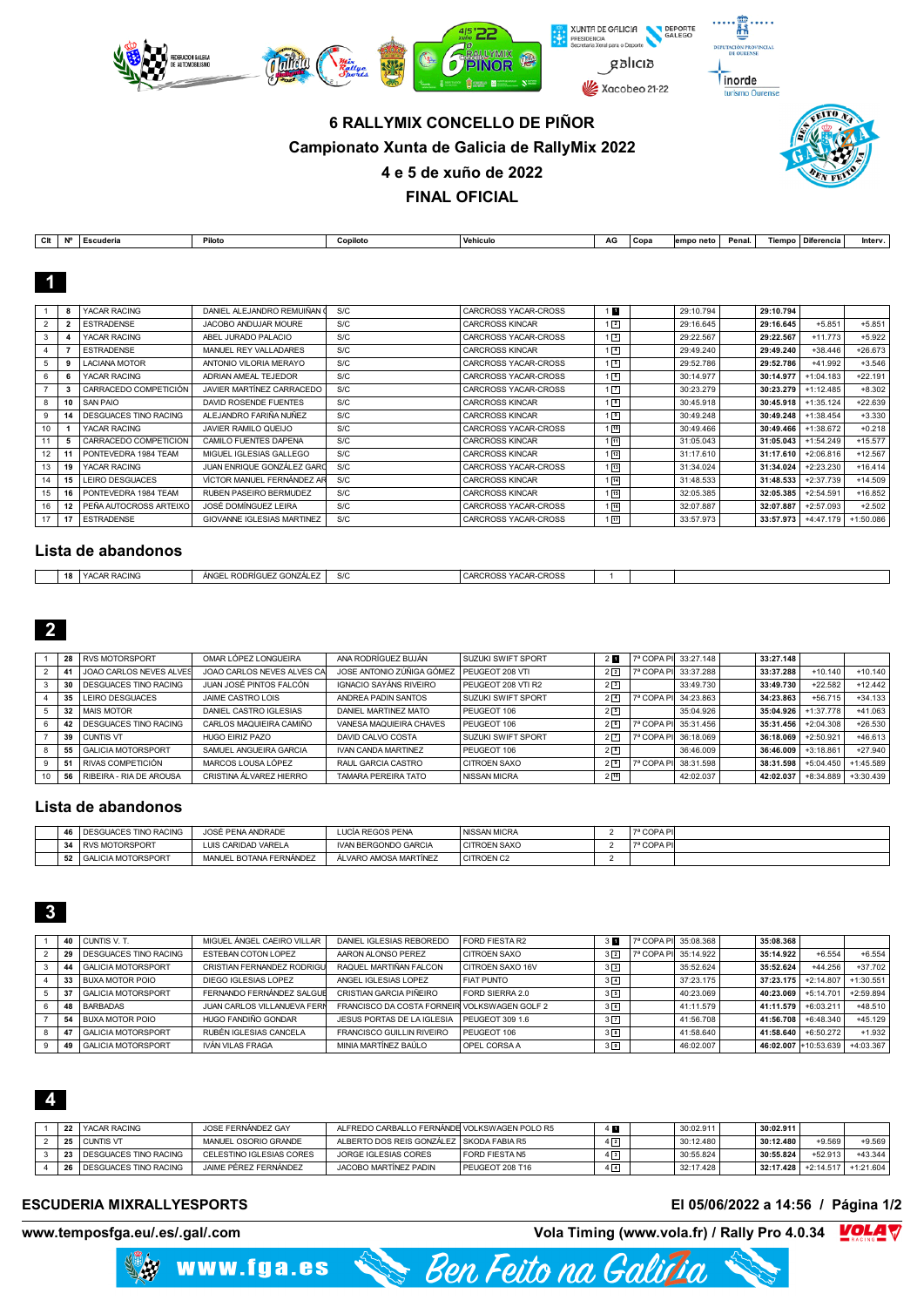# 6 RALLYMIX CONCELLO DE PIÑOR

## Campionato Xunta de Galicia de RallyMix 2022

## 4 e 5 de xuño de 2022

## FINAL OFICIAL

### 1

| Clt | Nº | Escudería | Piloto | Copiloto | Vehículo | AG | Copa | Tiempo neto | Penal. | Tiempo | Diferencia | Interv. |
|---|---|---|---|---|---|---|---|---|---|---|---|---|
| 1 | 8 | YACAR RACING | DANIEL ALEJANDRO REMUIÑAN | S/C | CARCROSS YACAR-CROSS | 1 1 | | 29:10.794 | | 29:10.794 | | |
| 2 | 2 | ESTRADENSE | JACOBO ANDUJAR MOURE | S/C | CARCROSS KINCAR | 1 2 | | 29:16.645 | | 29:16.645 | +5.851 | +5.851 |
| 3 | 4 | YACAR RACING | ABEL JURADO PALACIO | S/C | CARCROSS YACAR-CROSS | 1 3 | | 29:22.567 | | 29:22.567 | +11.773 | +5.922 |
| 4 | 7 | ESTRADENSE | MANUEL REY VALLADARES | S/C | CARCROSS KINCAR | 1 4 | | 29:49.240 | | 29:49.240 | +38.446 | +26.673 |
| 5 | 9 | LACIANA MOTOR | ANTONIO VILORIA MERAYO | S/C | CARCROSS YACAR-CROSS | 1 5 | | 29:52.786 | | 29:52.786 | +41.992 | +3.546 |
| 6 | 6 | YACAR RACING | ADRIAN AMEAL TEJEDOR | S/C | CARCROSS YACAR-CROSS | 1 6 | | 30:14.977 | | 30:14.977 | +1:04.183 | +22.191 |
| 7 | 3 | CARRACEDO COMPETICIÓN | JAVIER MARTÍNEZ CARRACEDO | S/C | CARCROSS YACAR-CROSS | 1 7 | | 30:23.279 | | 30:23.279 | +1:12.485 | +8.302 |
| 8 | 10 | SAN PAIO | DAVID ROSENDE FUENTES | S/C | CARCROSS KINCAR | 1 8 | | 30:45.918 | | 30:45.918 | +1:35.124 | +22.639 |
| 9 | 14 | DESGUACES TINO RACING | ALEJANDRO FARIÑA NUÑEZ | S/C | CARCROSS KINCAR | 1 9 | | 30:49.248 | | 30:49.248 | +1:38.454 | +3.330 |
| 10 | 1 | YACAR RACING | JAVIER RAMILO QUEIJO | S/C | CARCROSS YACAR-CROSS | 1 10 | | 30:49.466 | | 30:49.466 | +1:38.672 | +0.218 |
| 11 | 5 | CARRACEDO COMPETICION | CAMILO FUENTES DAPENA | S/C | CARCROSS YACAR-CROSS | 1 11 | | 31:05.043 | | 31:05.043 | +1:54.249 | +15.577 |
| 12 | 11 | PONTEVEDRA 1984 TEAM | MIGUEL IGLESIAS GALLEGO | S/C | CARCROSS KINCAR | 1 12 | | 31:17.610 | | 31:17.610 | +2:06.816 | +12.567 |
| 13 | 19 | YACAR RACING | JUAN ENRIQUE GONZÁLEZ GARC | S/C | CARCROSS YACAR-CROSS | 1 13 | | 31:34.024 | | 31:34.024 | +2:23.230 | +16.414 |
| 14 | 15 | LEIRO DESGUACES | VÍCTOR MANUEL FERNÁNDEZ AR | S/C | CARCROSS KINCAR | 1 14 | | 31:48.533 | | 31:48.533 | +2:37.739 | +14.509 |
| 15 | 16 | PONTEVEDRA 1984 TEAM | RUBEN PASEIRO BERMUDEZ | S/C | CARCROSS KINCAR | 1 15 | | 32:05.385 | | 32:05.385 | +2:54.591 | +16.852 |
| 16 | 12 | PEÑA AUTOCROSS ARTEIXO | JOSÉ DOMÍNGUEZ LEIRA | S/C | CARCROSS YACAR-CROSS | 1 16 | | 32:07.887 | | 32:07.887 | +2:57.093 | +2.502 |
| 17 | 17 | ESTRADENSE | GIOVANNE IGLESIAS MARTINEZ | S/C | CARCROSS YACAR-CROSS | 1 17 | | 33:57.973 | | 33:57.973 | +4:47.179 | +1:50.086 |

## Lista de abandonos

| Clt | Nº | Escudería | Piloto | Copiloto | Vehículo | AG | Copa |
|---|---|---|---|---|---|---|---|
| | 18 | YACAR RACING | ÁNGEL RODRÍGUEZ GONZÁLEZ | S/C | CARCROSS YACAR-CROSS | 1 | |

### 2

| Clt | Nº | Escudería | Piloto | Copiloto | Vehículo | AG | Copa | Tiempo neto | Penal. | Tiempo | Diferencia | Interv. |
|---|---|---|---|---|---|---|---|---|---|---|---|---|
| 1 | 28 | RVS MOTORSPORT | OMAR LÓPEZ LONGUEIRA | ANA RODRÍGUEZ BUJÁN | SUZUKI SWIFT SPORT | 2 1 | 7ª COPA PI | 33:27.148 | | 33:27.148 | | |
| 2 | 41 | JOAO CARLOS NEVES ALVES | JOAO CARLOS NEVES ALVES CA | JOSE ANTONIO ZÚÑIGA GÓMEZ | PEUGEOT 208 VTI | 2 2 | 7ª COPA PI | 33:37.288 | | 33:37.288 | +10.140 | +10.140 |
| 3 | 30 | DESGUACES TINO RACING | JUAN JOSÉ PINTOS FALCÓN | IGNACIO SAYÁNS RIVEIRO | PEUGEOT 208 VTI R2 | 2 3 | | 33:49.730 | | 33:49.730 | +22.582 | +12.442 |
| 4 | 35 | LEIRO DESGUACES | JAIME CASTRO LOIS | ANDREA PADIN SANTOS | SUZUKI SWIFT SPORT | 2 4 | 7ª COPA PI | 34:23.863 | | 34:23.863 | +56.715 | +34.133 |
| 5 | 32 | MAIS MOTOR | DANIEL CASTRO IGLESIAS | DANIEL MARTINEZ MATO | PEUGEOT 106 | 2 5 | | 35:04.926 | | 35:04.926 | +1:37.778 | +41.063 |
| 6 | 42 | DESGUACES TINO RACING | CARLOS MAQUIEIRA CAMIÑO | VANESA MAQUIEIRA CHAVES | PEUGEOT 106 | 2 6 | 7ª COPA PI | 35:31.456 | | 35:31.456 | +2:04.308 | +26.530 |
| 7 | 39 | CUNTIS VT | HUGO EIRIZ PAZO | DAVID CALVO COSTA | SUZUKI SWIFT SPORT | 2 7 | 7ª COPA PI | 36:18.069 | | 36:18.069 | +2:50.921 | +46.613 |
| 8 | 55 | GALICIA MOTORSPORT | SAMUEL ANGUEIRA GARCIA | IVAN CANDA MARTINEZ | PEUGEOT 106 | 2 8 | | 36:46.009 | | 36:46.009 | +3:18.861 | +27.940 |
| 9 | 51 | RIVAS COMPETICIÓN | MARCOS LOUSA LÓPEZ | RAUL GARCIA CASTRO | CITROEN SAXO | 2 9 | 7ª COPA PI | 38:31.598 | | 38:31.598 | +5:04.450 | +1:45.589 |
| 10 | 56 | RIBEIRA - RIA DE AROUSA | CRISTINA ÁLVAREZ HIERRO | TAMARA PEREIRA TATO | NISSAN MICRA | 2 10 | | 42:02.037 | | 42:02.037 | +8:34.889 | +3:30.439 |

## Lista de abandonos

| Clt | Nº | Escudería | Piloto | Copiloto | Vehículo | AG | Copa |
|---|---|---|---|---|---|---|---|
| | 46 | DESGUACES TINO RACING | JOSÉ PENA ANDRADE | LUCÍA REGOS PENA | NISSAN MICRA | 2 | 7ª COPA PI |
| | 34 | RVS MOTORSPORT | LUIS CARIDAD VARELA | IVAN BERGONDO GARCIA | CITROEN SAXO | 2 | 7ª COPA PI |
| | 52 | GALICIA MOTORSPORT | MANUEL BOTANA FERNÁNDEZ | ÁLVARO AMOSA MARTÍNEZ | CITROEN C2 | 2 | |

### 3

| Clt | Nº | Escudería | Piloto | Copiloto | Vehículo | AG | Copa | Tiempo neto | Penal. | Tiempo | Diferencia | Interv. |
|---|---|---|---|---|---|---|---|---|---|---|---|---|
| 1 | 40 | CUNTIS V. T. | MIGUEL ÁNGEL CAEIRO VILLAR | DANIEL IGLESIAS REBOREDO | FORD FIESTA R2 | 3 1 | 7ª COPA PI | 35:08.368 | | 35:08.368 | | |
| 2 | 29 | DESGUACES TINO RACING | ESTEBAN COTON LOPEZ | AARON ALONSO PEREZ | CITROEN SAXO | 3 2 | 7ª COPA PI | 35:14.922 | | 35:14.922 | +6.554 | +6.554 |
| 3 | 44 | GALICIA MOTORSPORT | CRISTIAN FERNANDEZ RODRIGU | RAQUEL MARTIÑAN FALCON | CITROEN SAXO 16V | 3 3 | | 35:52.624 | | 35:52.624 | +44.256 | +37.702 |
| 4 | 33 | BUXA MOTOR POIO | DIEGO IGLESIAS LOPEZ | ANGEL IGLESIAS LOPEZ | FIAT PUNTO | 3 4 | | 37:23.175 | | 37:23.175 | +2:14.807 | +1:30.551 |
| 5 | 37 | GALICIA MOTORSPORT | FERNANDO FERNÁNDEZ SALGUE | CRISTIAN GARCIA PIÑEIRO | FORD SIERRA 2.0 | 3 5 | | 40:23.069 | | 40:23.069 | +5:14.701 | +2:59.894 |
| 6 | 48 | BARBADAS | JUAN CARLOS VILLANUEVA FERN | FRANCISCO DA COSTA FORNEIR | VOLKSWAGEN GOLF 2 | 3 6 | | 41:11.579 | | 41:11.579 | +6:03.211 | +48.510 |
| 7 | 54 | BUXA MOTOR POIO | HUGO FANDIÑO GONDAR | JESUS PORTAS DE LA IGLESIA | PEUGEOT 309 1.6 | 3 7 | | 41:56.708 | | 41:56.708 | +6:48.340 | +45.129 |
| 8 | 47 | GALICIA MOTORSPORT | RUBÉN IGLESIAS CANCELA | FRANCISCO GUILLIN RIVEIRO | PEUGEOT 106 | 3 8 | | 41:58.640 | | 41:58.640 | +6:50.272 | +1.932 |
| 9 | 49 | GALICIA MOTORSPORT | IVÁN VILAS FRAGA | MINIA MARTÍNEZ BAÚLO | OPEL CORSA A | 3 9 | | 46:02.007 | | 46:02.007 | +10:53.639 | +4:03.367 |

### 4

| Clt | Nº | Escudería | Piloto | Copiloto | Vehículo | AG | Copa | Tiempo neto | Penal. | Tiempo | Diferencia | Interv. |
|---|---|---|---|---|---|---|---|---|---|---|---|---|
| 1 | 22 | YACAR RACING | JOSE FERNÁNDEZ GAY | ALFREDO CARBALLO FERNÁNDE | VOLKSWAGEN POLO R5 | 4 1 | | 30:02.911 | | 30:02.911 | | |
| 2 | 25 | CUNTIS VT | MANUEL OSORIO GRANDE | ALBERTO DOS REIS GONZÁLEZ | SKODA FABIA R5 | 4 2 | | 30:12.480 | | 30:12.480 | +9.569 | +9.569 |
| 3 | 23 | DESGUACES TINO RACING | CELESTINO IGLESIAS CORES | JORGE IGLESIAS CORES | FORD FIESTA N5 | 4 3 | | 30:55.824 | | 30:55.824 | +52.913 | +43.344 |
| 4 | 26 | DESGUACES TINO RACING | JAIME PÉREZ FERNÁNDEZ | JACOBO MARTÍNEZ PADIN | PEUGEOT 208 T16 | 4 4 | | 32:17.428 | | 32:17.428 | +2:14.517 | +1:21.604 |

**ESCUDERIA MIXRALLYESPORTS** — **El 05/06/2022 a 14:56 / Página 1/2**

www.temposfga.eu/.es/.gal/.com — Vola Timing (www.vola.fr) / Rally Pro 4.0.34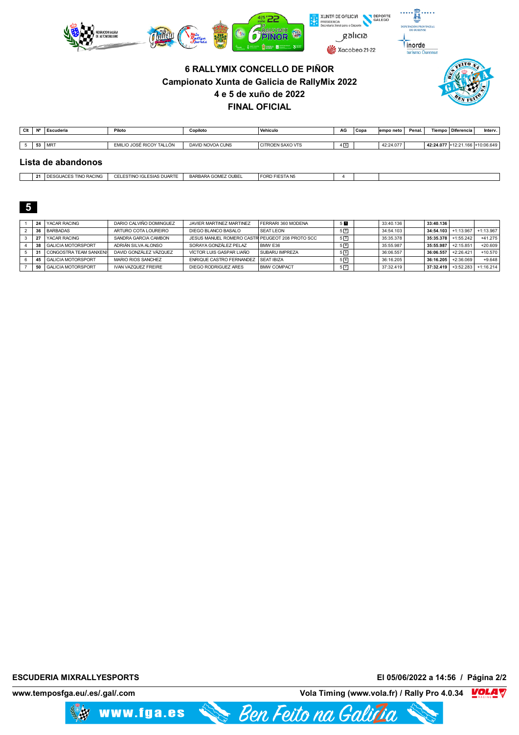# 6 RALLYMIX CONCELLO DE PIÑOR

## Campionato Xunta de Galicia de RallyMix 2022

## 4 e 5 de xuño de 2022

## FINAL OFICIAL

| Clt | Nº | Escudería | Piloto | Copiloto | Vehículo | AG | Copa | empo neto | Penal. | Tiempo | Diferencia | Interv. |
|---|---|---|---|---|---|---|---|---|---|---|---|---|
| 5 | 53 | MRT | EMILIO JOSÉ RICOY TALLÓN | DAVID NOVOA CUNS | CITROEN SAXO VTS | 4 5 | | 42:24.077 | | 42:24.077 | +12:21.166 | +10:06.649 |

## Lista de abandonos

| | Nº | Escudería | Piloto | Copiloto | Vehículo | AG | Copa | |
|---|---|---|---|---|---|---|---|---|
| | 21 | DESGUACES TINO RACING | CELESTINO IGLESIAS DUARTE | BARBARA GOMEZ OUBEL | FORD FIESTA N5 | 4 | | |

## 5

| Clt | Nº | Escudería | Piloto | Copiloto | Vehículo | AG | Copa | empo neto | Penal. | Tiempo | Diferencia | Interv. |
|---|---|---|---|---|---|---|---|---|---|---|---|---|
| 1 | 24 | YACAR RACING | DARIO CALVIÑO DOMINGUEZ | JAVIER MARTINEZ MARTINEZ | FERRARI 360 MODENA | 5 1 | | 33:40.136 | | 33:40.136 | | |
| 2 | 36 | BARBADAS | ARTURO COTA LOUREIRO | DIEGO BLANCO BASALO | SEAT LEON | 5 2 | | 34:54.103 | | 34:54.103 | +1:13.967 | +1:13.967 |
| 3 | 27 | YACAR RACING | SANDRA GARCIA CAMBON | JESUS MANUEL ROMERO CASTR | PEUGEOT 208 PROTO SCC | 5 3 | | 35:35.378 | | 35:35.378 | +1:55.242 | +41.275 |
| 4 | 38 | GALICIA MOTORSPORT | ADRIÁN SILVA ALONSO | SORAYA GONZÁLEZ PELAZ | BMW E36 | 5 4 | | 35:55.987 | | 35:55.987 | +2:15.851 | +20.609 |
| 5 | 31 | CONGOSTRA TEAM SANXEN | DAVID GONZÁLEZ VÁZQUEZ | VÍCTOR LUIS GASPAR LIAÑO | SUBARU IMPREZA | 5 5 | | 36:06.557 | | 36:06.557 | +2:26.421 | +10.570 |
| 6 | 45 | GALICIA MOTORSPORT | MARIO RIOS SANCHEZ | ENRIQUE CASTRO FERNANDEZ | SEAT IBIZA | 5 6 | | 36:16.205 | | 36:16.205 | +2:36.069 | +9.648 |
| 7 | 50 | GALICIA MOTORSPORT | IVAN VAZQUEZ FREIRE | DIEGO RODRIGUEZ ARES | BMW COMPACT | 5 7 | | 37:32.419 | | 37:32.419 | +3:52.283 | +1:16.214 |

**ESCUDERIA MIXRALLYESPORTS**

**El 05/06/2022 a 14:56**

**www.temposfga.eu/.es/.gal/.com**

**Vola Timing (www.vola.fr) / Rally Pro 4.0.34**